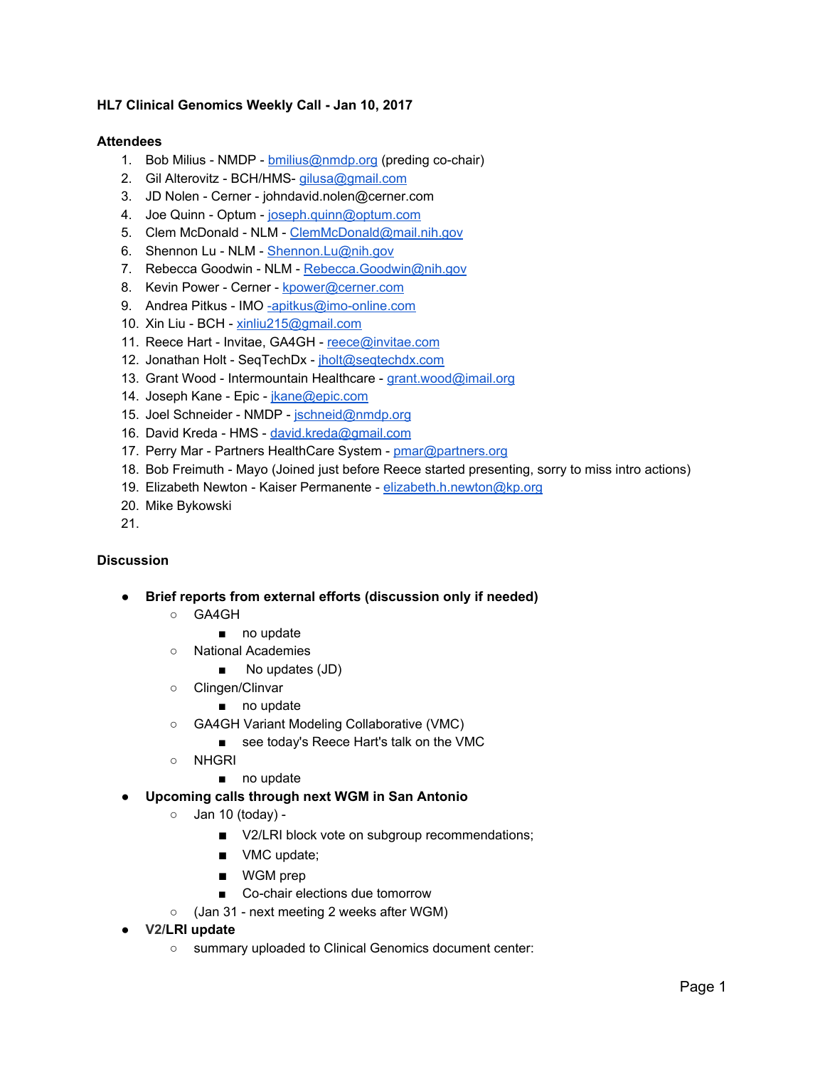**HL7 Clinical Genomics Weekly Call - Jan 10, 2017**

**Attendees**

1. Bob Milius - NMDP - bmilius@nmdp.org (preding co-chair)
2. Gil Alterovitz - BCH/HMS- gilusa@gmail.com
3. JD Nolen - Cerner - johndavid.nolen@cerner.com
4. Joe Quinn - Optum - joseph.quinn@optum.com
5. Clem McDonald - NLM - ClemMcDonald@mail.nih.gov
6. Shennon Lu - NLM - Shennon.Lu@nih.gov
7. Rebecca Goodwin - NLM - Rebecca.Goodwin@nih.gov
8. Kevin Power - Cerner - kpower@cerner.com
9. Andrea Pitkus - IMO -apitkus@imo-online.com
10. Xin Liu - BCH - xinliu215@gmail.com
11. Reece Hart - Invitae, GA4GH - reece@invitae.com
12. Jonathan Holt - SeqTechDx - jholt@seqtechdx.com
13. Grant Wood - Intermountain Healthcare - grant.wood@imail.org
14. Joseph Kane - Epic - jkane@epic.com
15. Joel Schneider - NMDP - jschneid@nmdp.org
16. David Kreda - HMS - david.kreda@gmail.com
17. Perry Mar - Partners HealthCare System - pmar@partners.org
18. Bob Freimuth - Mayo (Joined just before Reece started presenting, sorry to miss intro actions)
19. Elizabeth Newton - Kaiser Permanente - elizabeth.h.newton@kp.org
20. Mike Bykowski
21.

**Discussion**

- **Brief reports from external efforts (discussion only if needed)**
  - GA4GH
    - no update
  - National Academies
    - No updates (JD)
  - Clingen/Clinvar
    - no update
  - GA4GH Variant Modeling Collaborative (VMC)
    - see today's Reece Hart's talk on the VMC
  - NHGRI
    - no update
- **Upcoming calls through next WGM in San Antonio**
  - Jan 10 (today) -
    - V2/LRI block vote on subgroup recommendations;
    - VMC update;
    - WGM prep
    - Co-chair elections due tomorrow
  - (Jan 31 - next meeting 2 weeks after WGM)
- **V2/LRI update**
  - summary uploaded to Clinical Genomics document center: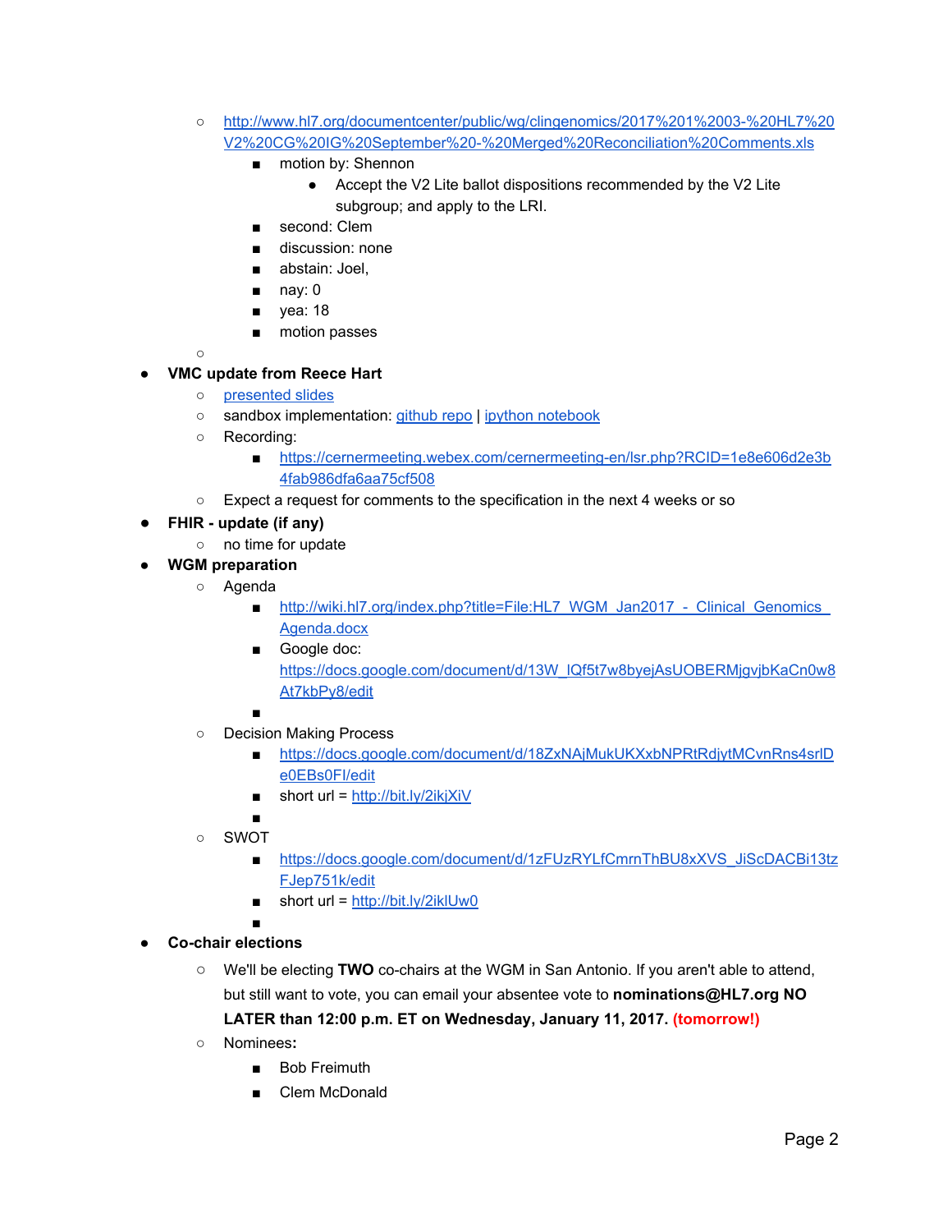- [http://www.hl7.org/documentcenter/public/wg/clingenomics/2017%201%2003-%20HL7%20V2%20CG%20IG%20September%20-%20Merged%20Reconciliation%20Comments.xls](http://www.hl7.org/documentcenter/public/wg/clingenomics/2017%201%2003-%20HL7%20V2%20CG%20IG%20September%20-%20Merged%20Reconciliation%20Comments.xls)
    - motion by: Shennon
        - Accept the V2 Lite ballot dispositions recommended by the V2 Lite subgroup; and apply to the LRI.
    - second: Clem
    - discussion: none
    - abstain: Joel,
    - nay: 0
    - yea: 18
    - motion passes

- **VMC update from Reece Hart**
    - presented slides
    - sandbox implementation: github repo | ipython notebook
    - Recording:
        - [https://cernermeeting.webex.com/cernermeeting-en/lsr.php?RCID=1e8e606d2e3b4fab986dfa6aa75cf508](https://cernermeeting.webex.com/cernermeeting-en/lsr.php?RCID=1e8e606d2e3b4fab986dfa6aa75cf508)
    - Expect a request for comments to the specification in the next 4 weeks or so
- **FHIR - update (if any)**
    - no time for update
- **WGM preparation**
    - Agenda
        - [http://wiki.hl7.org/index.php?title=File:HL7_WGM_Jan2017_-_Clinical_Genomics_Agenda.docx](http://wiki.hl7.org/index.php?title=File:HL7_WGM_Jan2017_-_Clinical_Genomics_Agenda.docx)
        - Google doc: [https://docs.google.com/document/d/13W_lQf5t7w8byejAsUOBERMjgvjbKaCn0w8At7kbPy8/edit](https://docs.google.com/document/d/13W_lQf5t7w8byejAsUOBERMjgvjbKaCn0w8At7kbPy8/edit)
    - Decision Making Process
        - [https://docs.google.com/document/d/18ZxNAjMukUKXxbNPRtRdjytMCvnRns4srlDe0EBs0FI/edit](https://docs.google.com/document/d/18ZxNAjMukUKXxbNPRtRdjytMCvnRns4srlDe0EBs0FI/edit)
        - short url = [http://bit.ly/2ikjXiV](http://bit.ly/2ikjXiV)
    - SWOT
        - [https://docs.google.com/document/d/1zFUzRYLfCmrnThBU8xXVS_JiScDACBi13tzFJep751k/edit](https://docs.google.com/document/d/1zFUzRYLfCmrnThBU8xXVS_JiScDACBi13tzFJep751k/edit)
        - short url = [http://bit.ly/2iklUw0](http://bit.ly/2iklUw0)
- **Co-chair elections**
    - We'll be electing **TWO** co-chairs at the WGM in San Antonio. If you aren't able to attend, but still want to vote, you can email your absentee vote to **nominations@HL7.org NO LATER than 12:00 p.m. ET on Wednesday, January 11, 2017.** **(tomorrow!)**
    - Nominees**:**
        - Bob Freimuth
        - Clem McDonald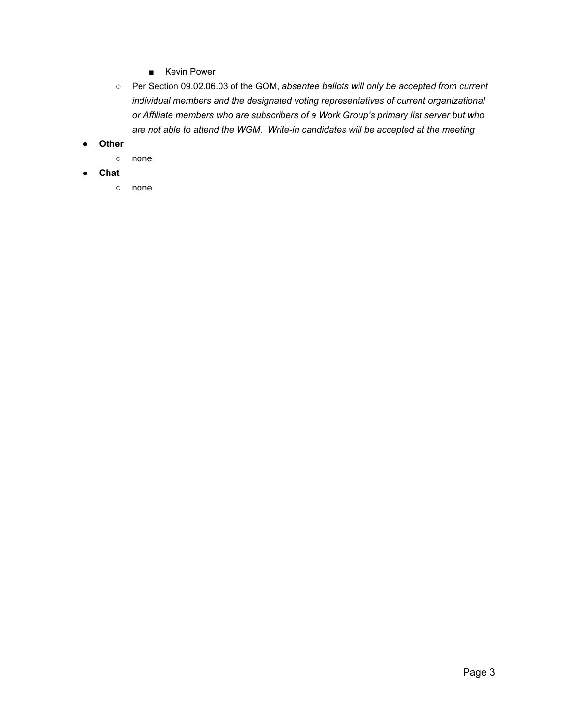- Kevin Power
    - Per Section 09.02.06.03 of the GOM, *absentee ballots will only be accepted from current individual members and the designated voting representatives of current organizational or Affiliate members who are subscribers of a Work Group's primary list server but who are not able to attend the WGM. Write-in candidates will be accepted at the meeting*
- **Other**
    - none
- **Chat**
    - none